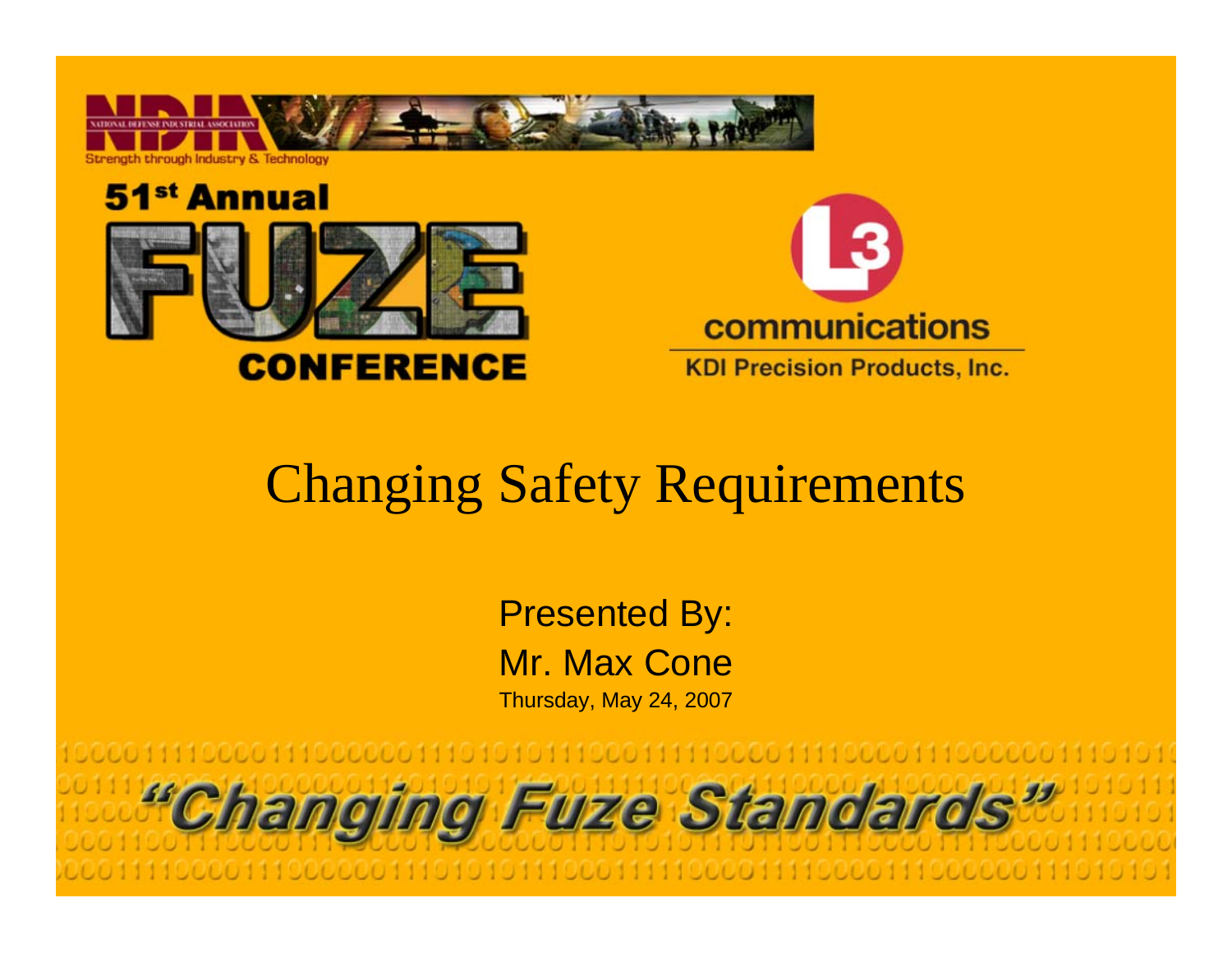NDIA

NATIONAL DEFENSE INDUSTRIAL ASSOCIATION

Strength through Industry & Technology

51st Annual

FUZE

CONFERENCE

L3 communications

KDI Precision Products, Inc.

# Changing Safety Requirements

Presented By:

Mr. Max Cone

Thursday, May 24, 2007

"Changing Fuze Standards"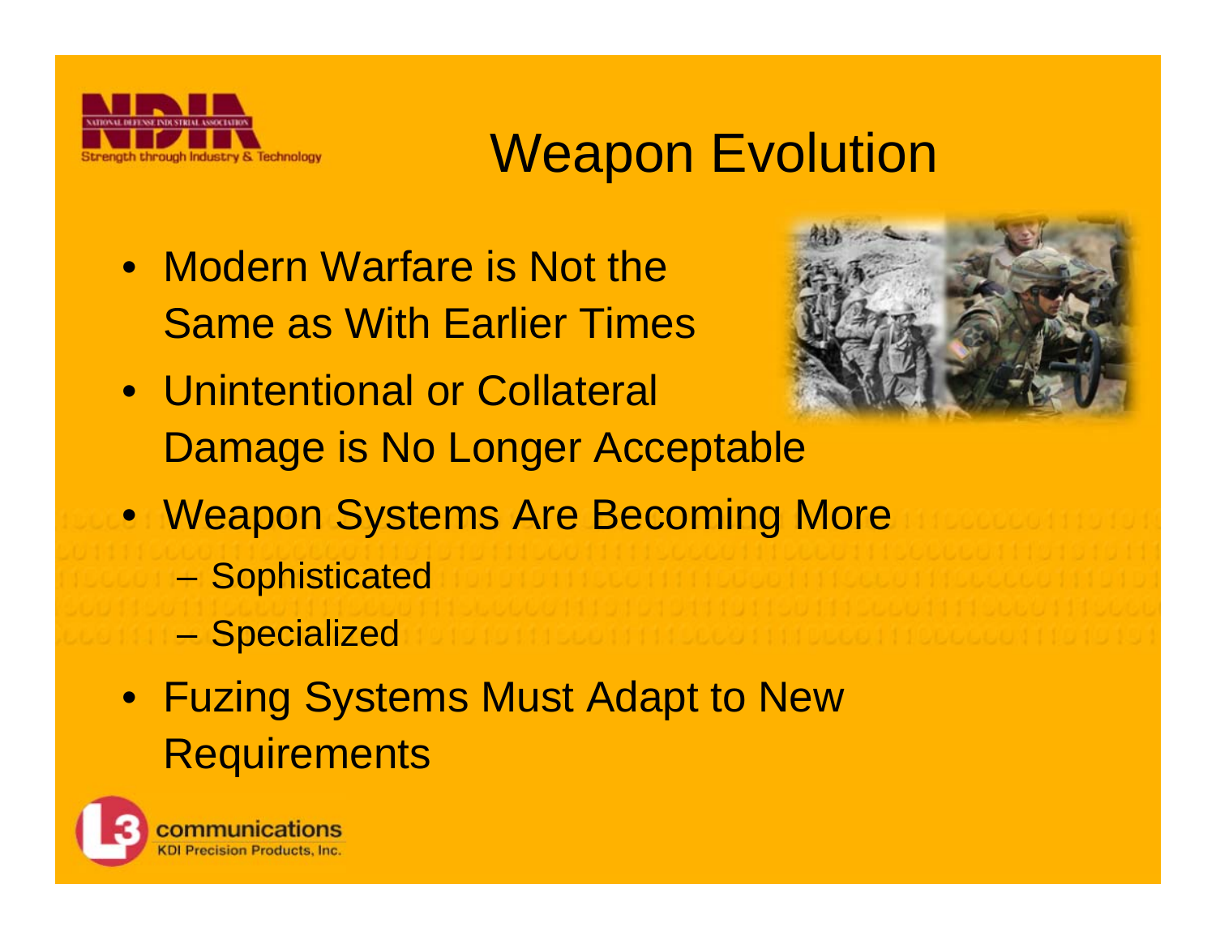# Weapon Evolution

- Modern Warfare is Not the Same as With Earlier Times
- Unintentional or Collateral Damage is No Longer Acceptable
- Weapon Systems Are Becoming More
  - Sophisticated
  - Specialized
- Fuzing Systems Must Adapt to New Requirements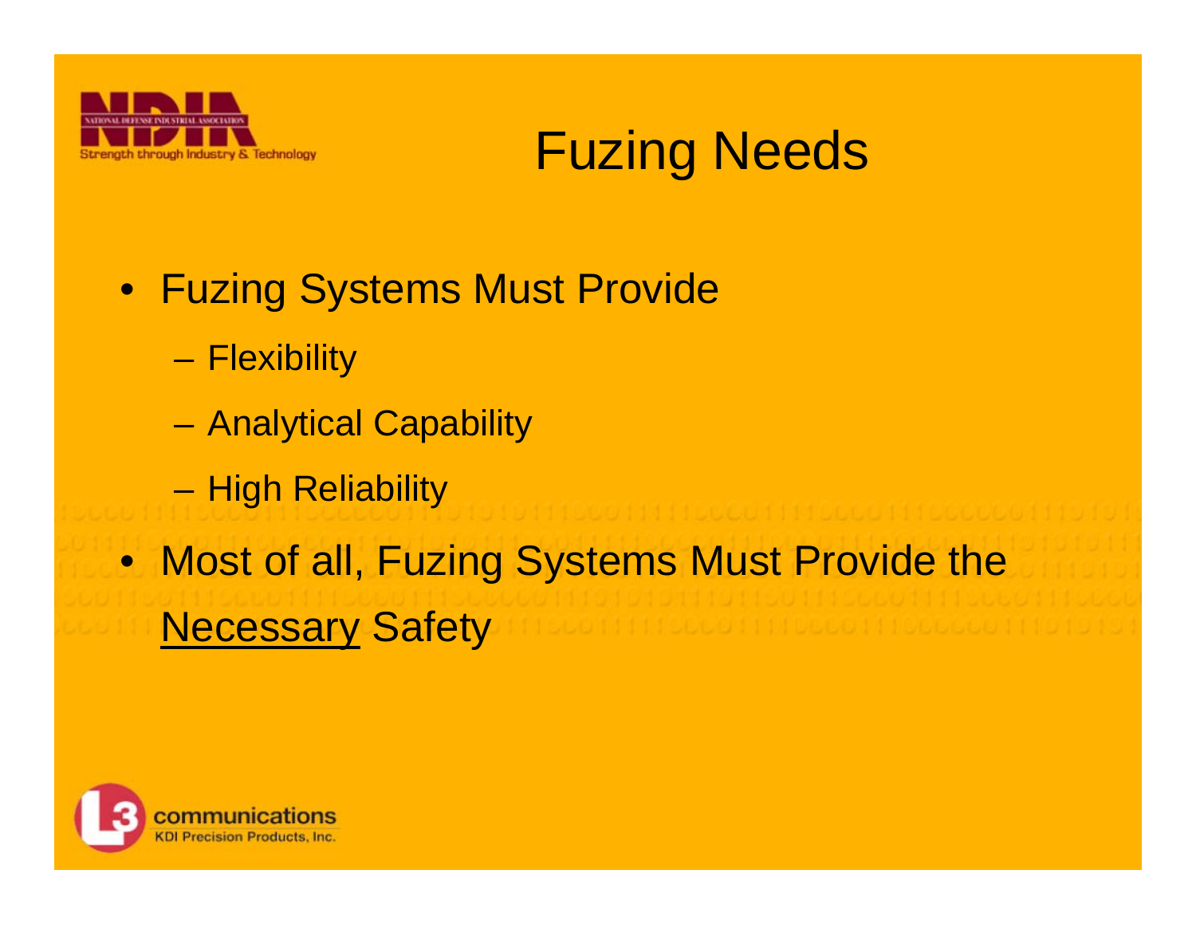# Fuzing Needs

- Fuzing Systems Must Provide
  - Flexibility
  - Analytical Capability
  - High Reliability
- Most of all, Fuzing Systems Must Provide the <u>Necessary</u> Safety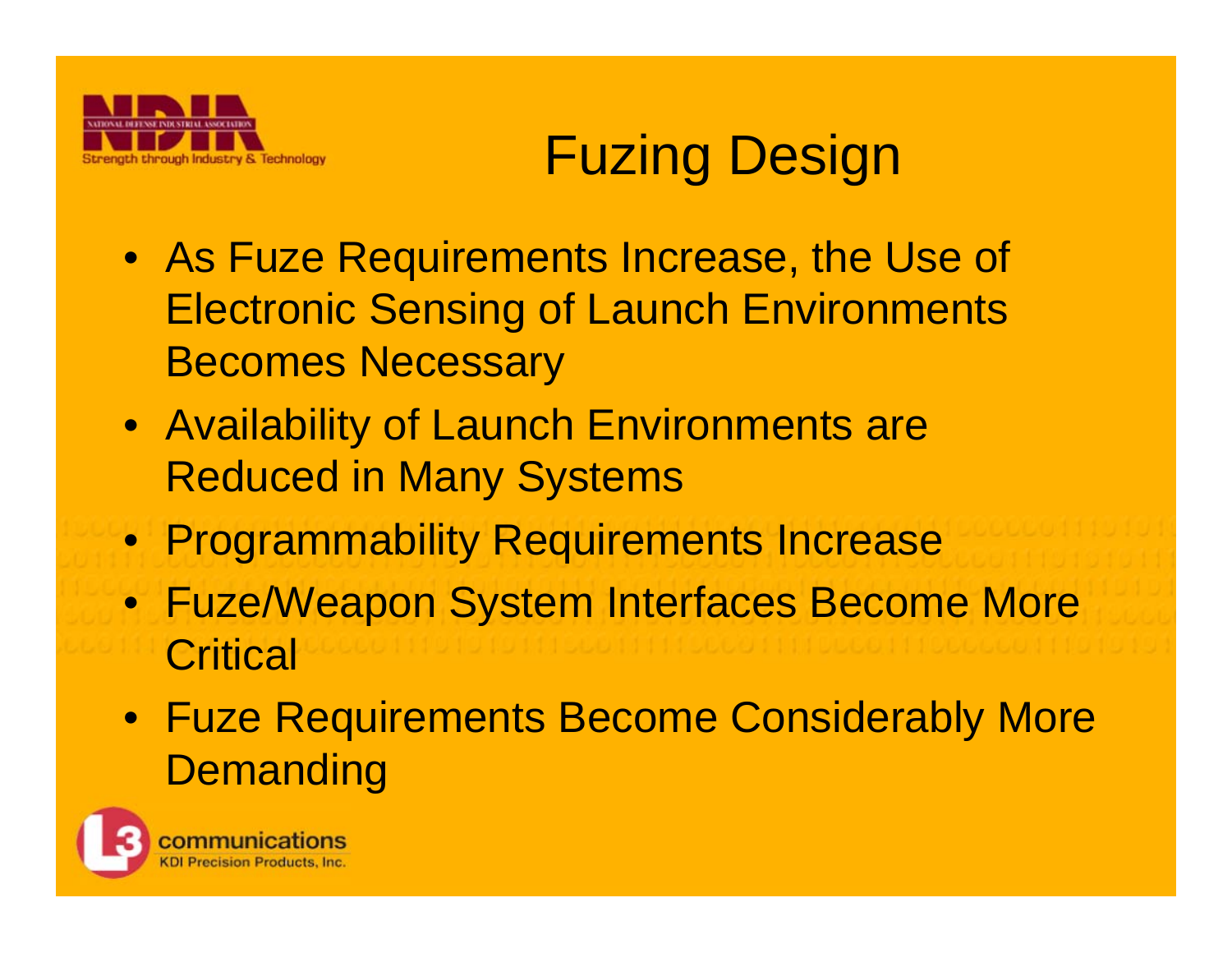# Fuzing Design

- As Fuze Requirements Increase, the Use of Electronic Sensing of Launch Environments Becomes Necessary
- Availability of Launch Environments are Reduced in Many Systems
- Programmability Requirements Increase
- Fuze/Weapon System Interfaces Become More Critical
- Fuze Requirements Become Considerably More Demanding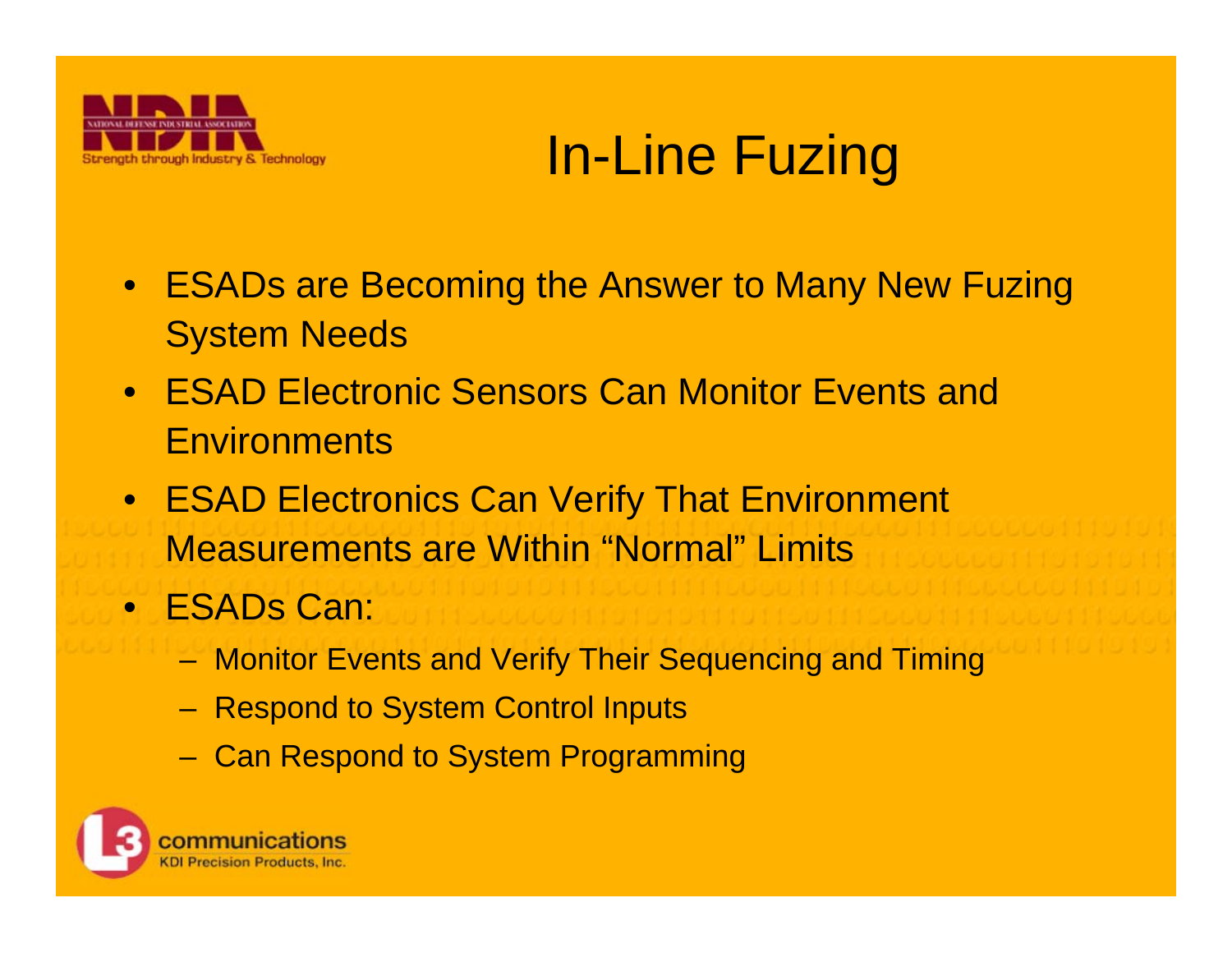# In-Line Fuzing

- ESADs are Becoming the Answer to Many New Fuzing System Needs
- ESAD Electronic Sensors Can Monitor Events and Environments
- ESAD Electronics Can Verify That Environment Measurements are Within “Normal” Limits
- ESADs Can:
  - Monitor Events and Verify Their Sequencing and Timing
  - Respond to System Control Inputs
  - Can Respond to System Programming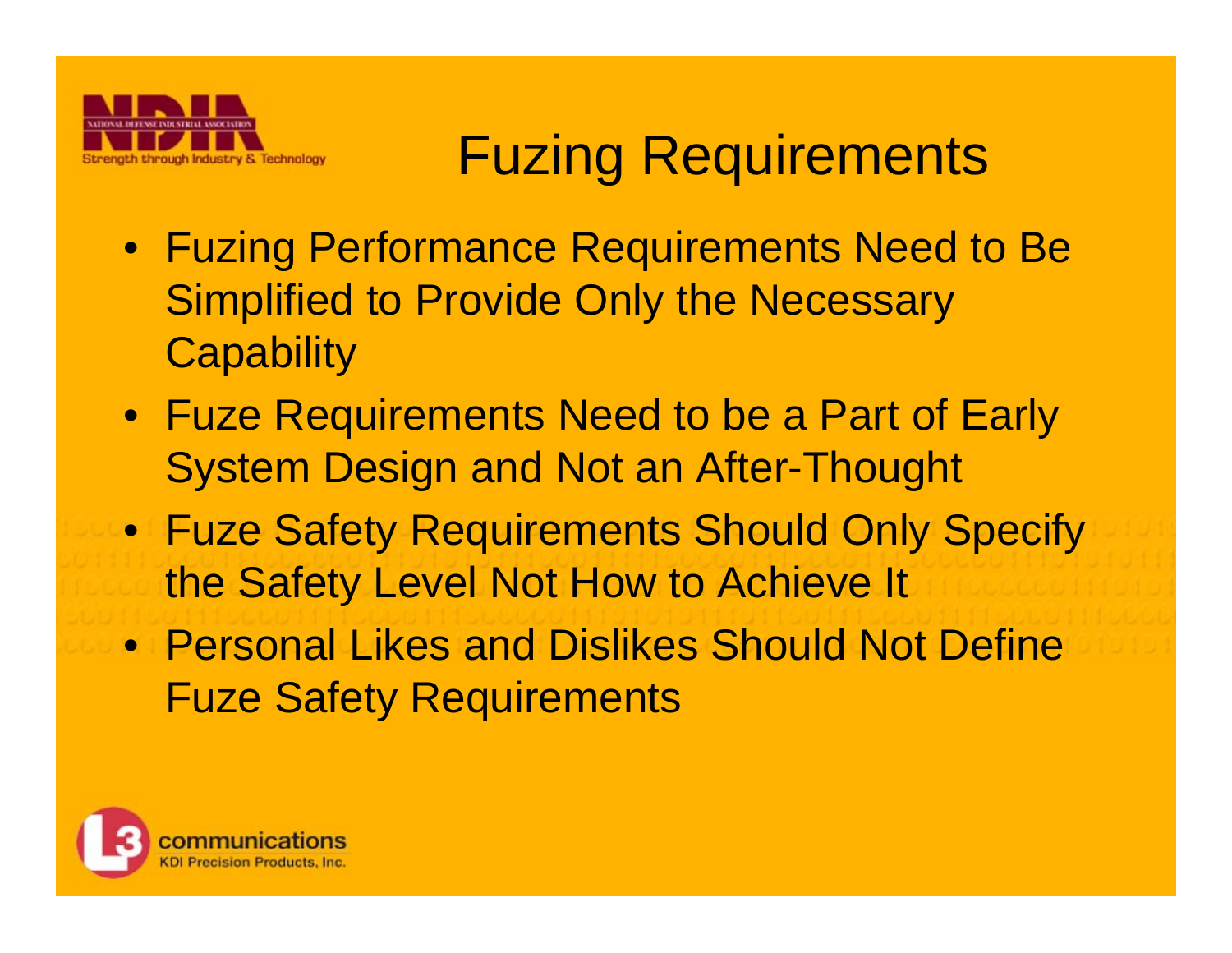# Fuzing Requirements

- Fuzing Performance Requirements Need to Be Simplified to Provide Only the Necessary Capability
- Fuze Requirements Need to be a Part of Early System Design and Not an After-Thought
- Fuze Safety Requirements Should Only Specify the Safety Level Not How to Achieve It
- Personal Likes and Dislikes Should Not Define Fuze Safety Requirements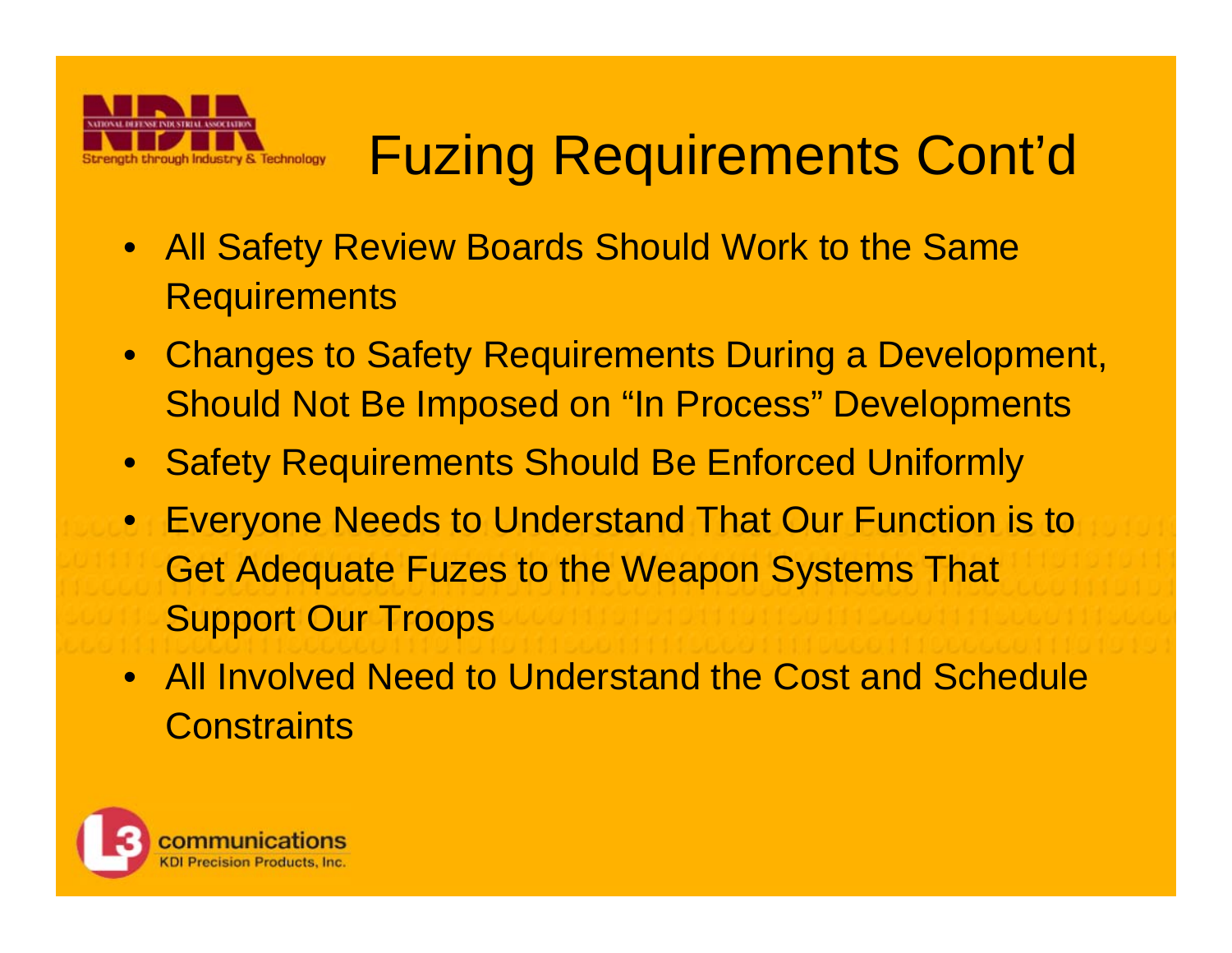# Fuzing Requirements Cont'd

- All Safety Review Boards Should Work to the Same Requirements
- Changes to Safety Requirements During a Development, Should Not Be Imposed on "In Process" Developments
- Safety Requirements Should Be Enforced Uniformly
- Everyone Needs to Understand That Our Function is to Get Adequate Fuzes to the Weapon Systems That Support Our Troops
- All Involved Need to Understand the Cost and Schedule Constraints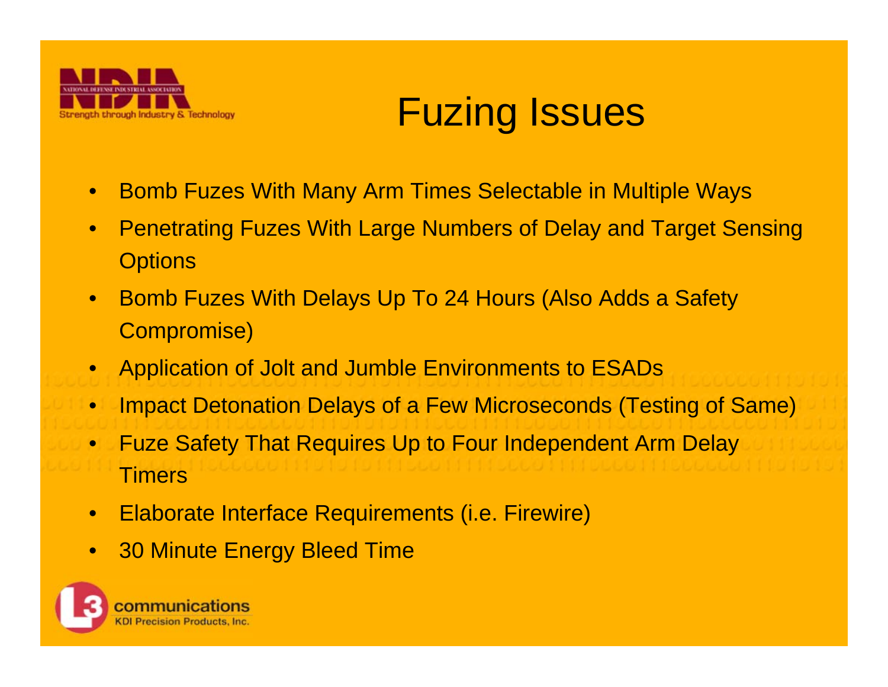# Fuzing Issues

- Bomb Fuzes With Many Arm Times Selectable in Multiple Ways
- Penetrating Fuzes With Large Numbers of Delay and Target Sensing Options
- Bomb Fuzes With Delays Up To 24 Hours (Also Adds a Safety Compromise)
- Application of Jolt and Jumble Environments to ESADs
- Impact Detonation Delays of a Few Microseconds (Testing of Same)
- Fuze Safety That Requires Up to Four Independent Arm Delay Timers
- Elaborate Interface Requirements (i.e. Firewire)
- 30 Minute Energy Bleed Time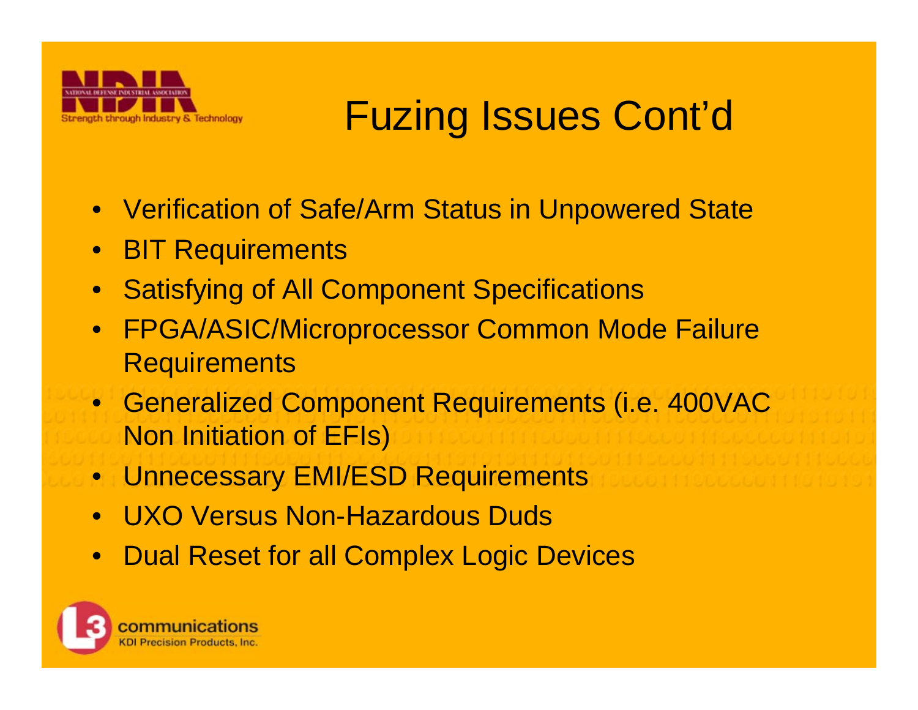# Fuzing Issues Cont'd

- Verification of Safe/Arm Status in Unpowered State
- BIT Requirements
- Satisfying of All Component Specifications
- FPGA/ASIC/Microprocessor Common Mode Failure Requirements
- Generalized Component Requirements (i.e. 400VAC Non Initiation of EFIs)
- Unnecessary EMI/ESD Requirements
- UXO Versus Non-Hazardous Duds
- Dual Reset for all Complex Logic Devices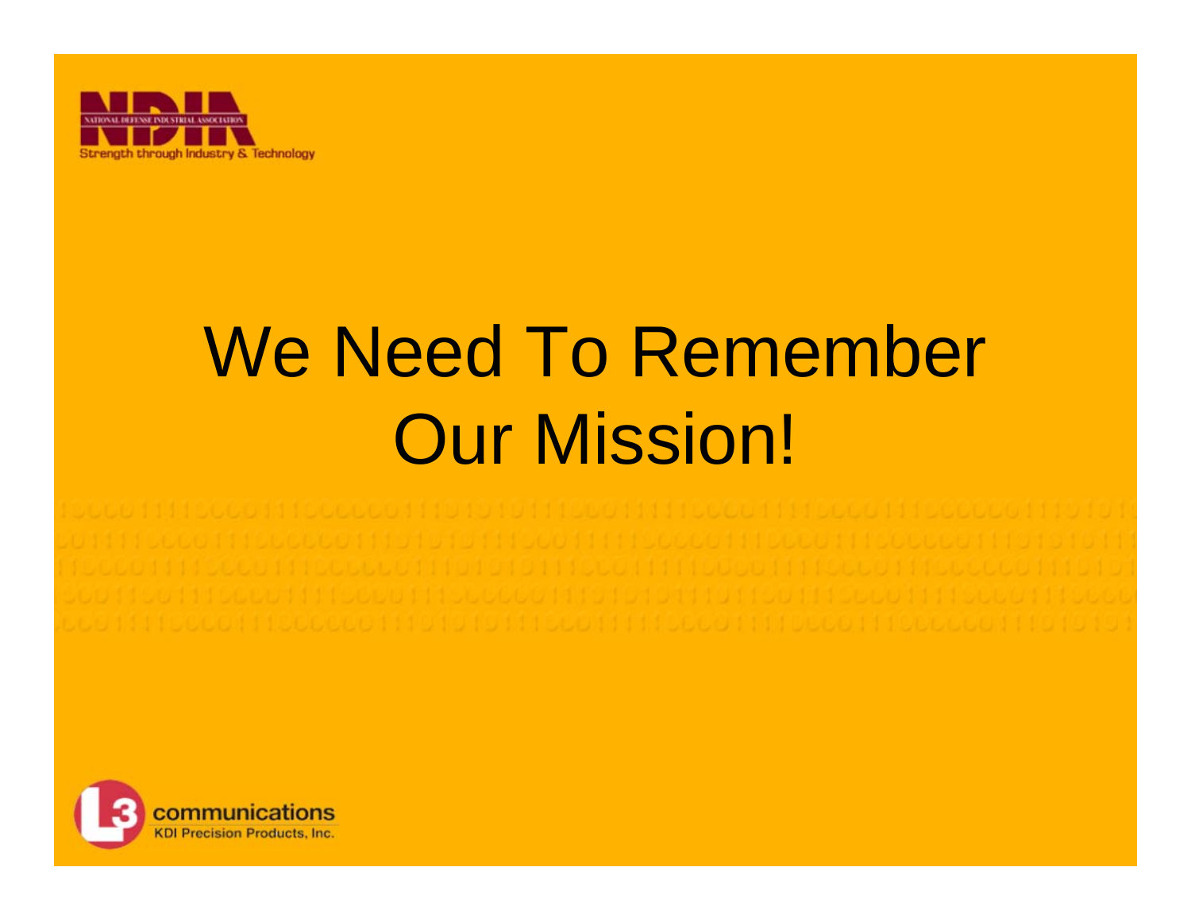# We Need To Remember Our Mission!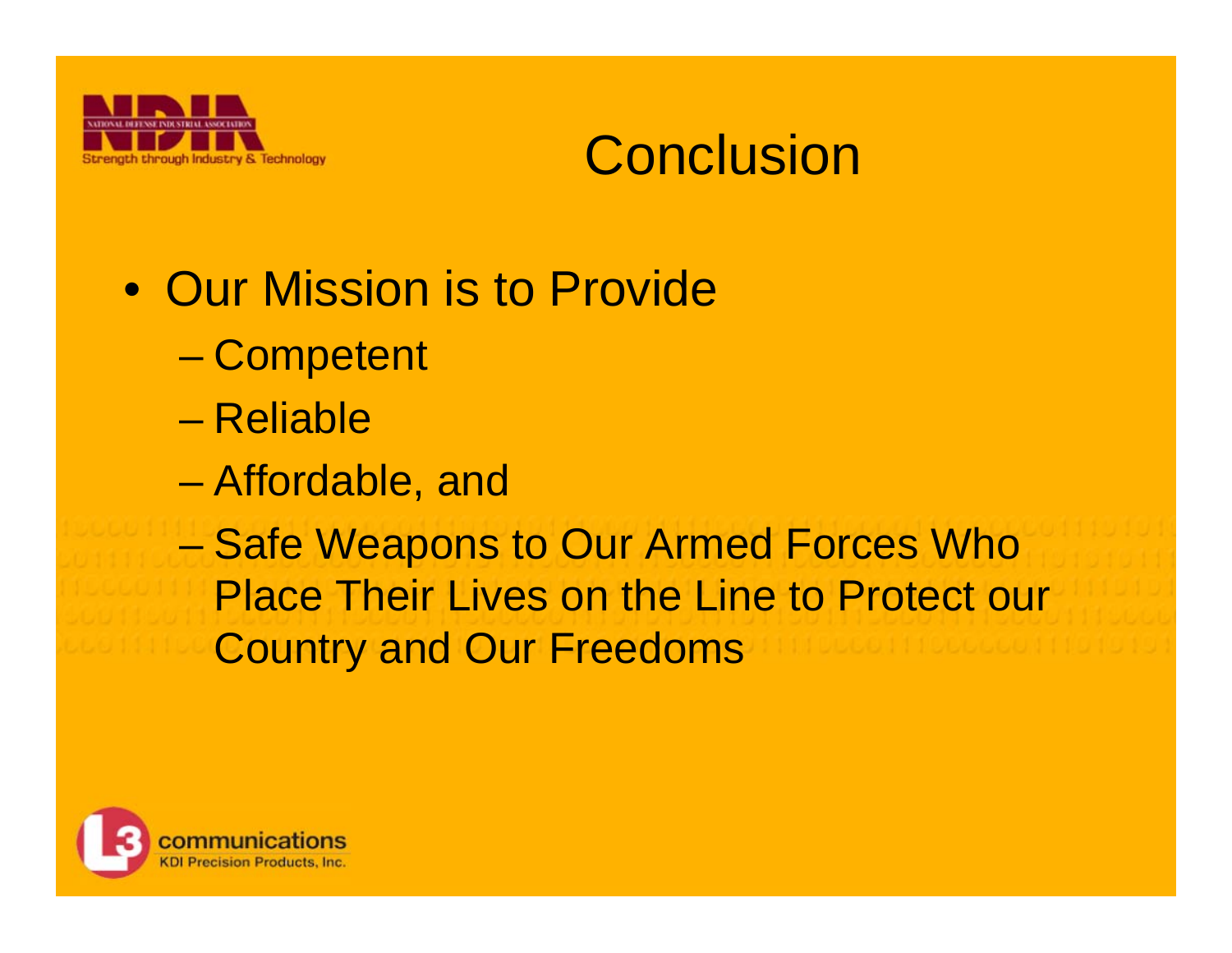# Conclusion

- Our Mission is to Provide
  - Competent
  - Reliable
  - Affordable, and
  - Safe Weapons to Our Armed Forces Who Place Their Lives on the Line to Protect our Country and Our Freedoms